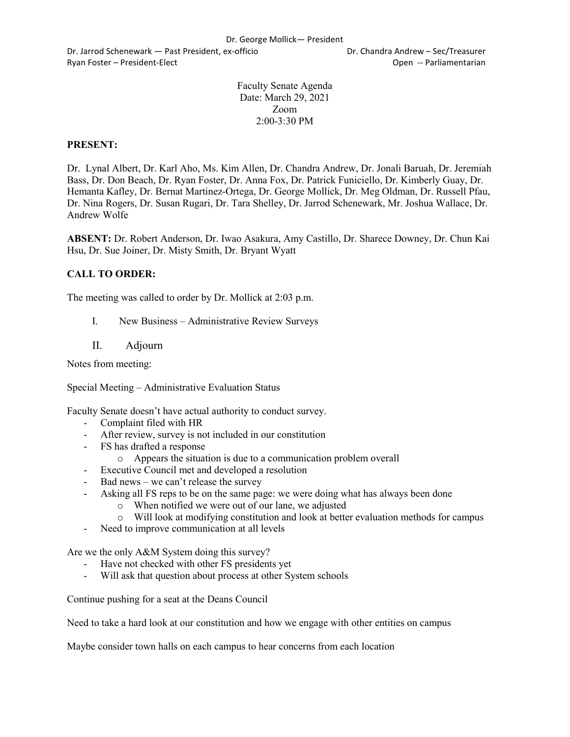Dr. George Mollick— President

Dr. Jarrod Schenewark — Past President, ex-officio

Dr. Chandra Andrew – Sec/Treasurer

Ryan Foster – President-Elect

Open -- Parliamentarian

Faculty Senate Agenda
Date: March 29, 2021
Zoom
2:00-3:30 PM

**PRESENT:**

Dr. Lynal Albert, Dr. Karl Aho, Ms. Kim Allen, Dr. Chandra Andrew, Dr. Jonali Baruah, Dr. Jeremiah Bass, Dr. Don Beach, Dr. Ryan Foster, Dr. Anna Fox, Dr. Patrick Funiciello, Dr. Kimberly Guay, Dr. Hemanta Kafley, Dr. Bernat Martinez-Ortega, Dr. George Mollick, Dr. Meg Oldman, Dr. Russell Pfau, Dr. Nina Rogers, Dr. Susan Rugari, Dr. Tara Shelley, Dr. Jarrod Schenewark, Mr. Joshua Wallace, Dr. Andrew Wolfe

**ABSENT:** Dr. Robert Anderson, Dr. Iwao Asakura, Amy Castillo, Dr. Sharece Downey, Dr. Chun Kai Hsu, Dr. Sue Joiner, Dr. Misty Smith, Dr. Bryant Wyatt

**CALL TO ORDER:**

The meeting was called to order by Dr. Mollick at 2:03 p.m.

I. New Business – Administrative Review Surveys

II. Adjourn

Notes from meeting:

Special Meeting – Administrative Evaluation Status

Faculty Senate doesn't have actual authority to conduct survey.

- Complaint filed with HR
- After review, survey is not included in our constitution
- FS has drafted a response
  - Appears the situation is due to a communication problem overall
- Executive Council met and developed a resolution
- Bad news – we can't release the survey
- Asking all FS reps to be on the same page: we were doing what has always been done
  - When notified we were out of our lane, we adjusted
  - Will look at modifying constitution and look at better evaluation methods for campus
- Need to improve communication at all levels

Are we the only A&M System doing this survey?

- Have not checked with other FS presidents yet
- Will ask that question about process at other System schools

Continue pushing for a seat at the Deans Council

Need to take a hard look at our constitution and how we engage with other entities on campus

Maybe consider town halls on each campus to hear concerns from each location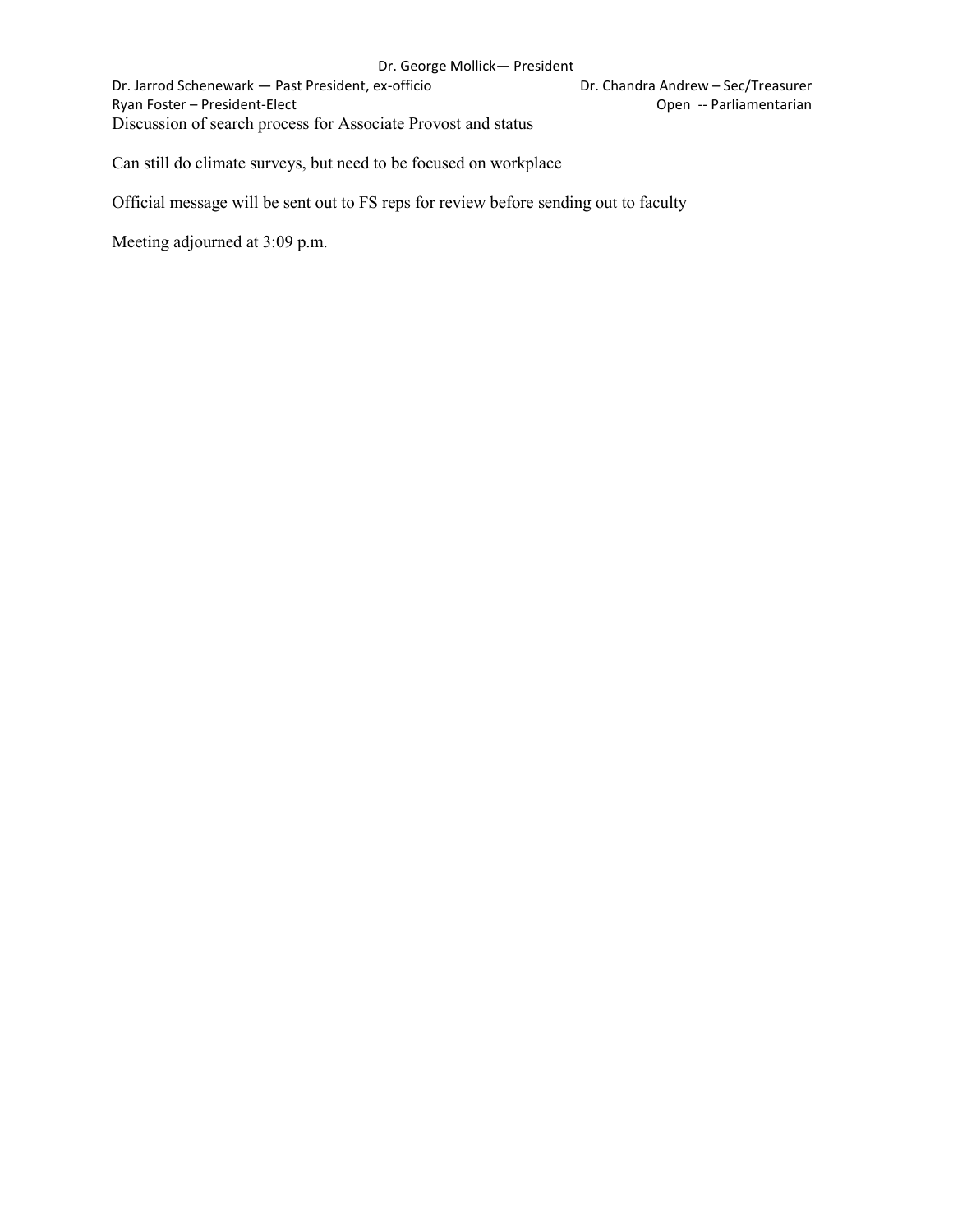Discussion of search process for Associate Provost and status

Can still do climate surveys, but need to be focused on workplace

Official message will be sent out to FS reps for review before sending out to faculty

Meeting adjourned at 3:09 p.m.